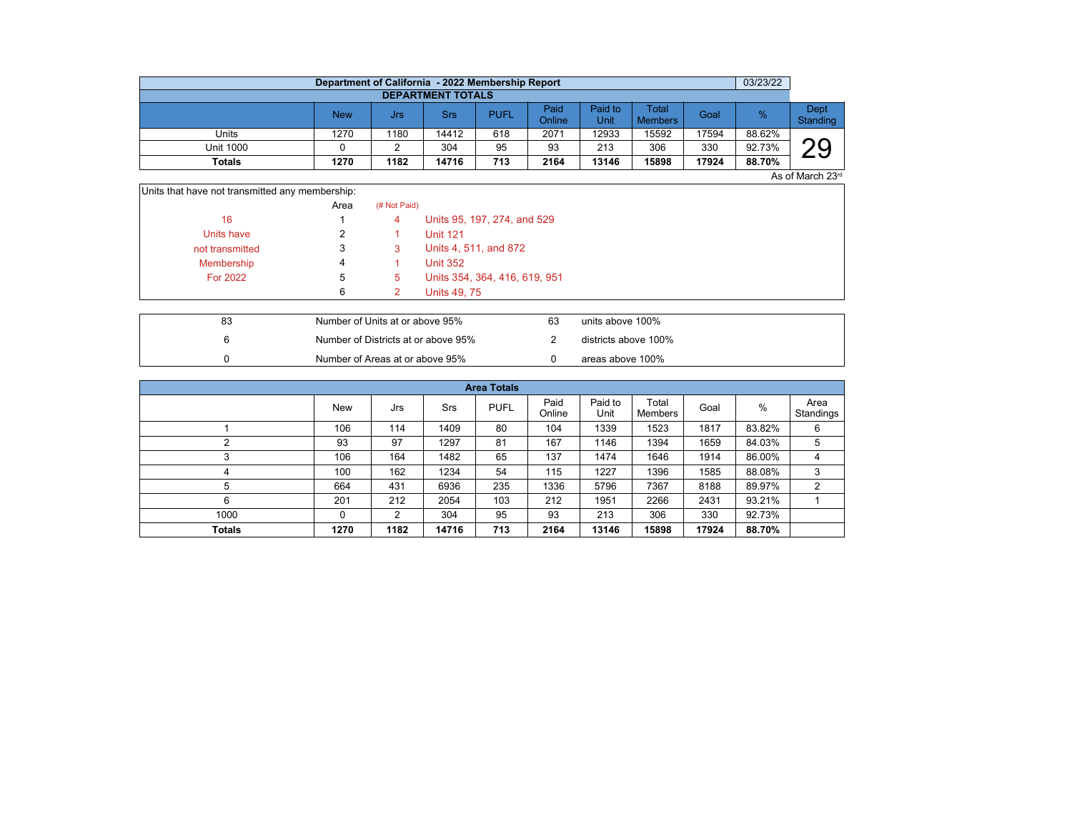## Department of California - 2022 Membership Report

03/23/22

### DEPARTMENT TOTALS

| | New | Jrs | Srs | PUFL | Paid Online | Paid to Unit | Total Members | Goal | % | Dept Standing |
|---|---|---|---|---|---|---|---|---|---|---|
| Units | 1270 | 1180 | 14412 | 618 | 2071 | 12933 | 15592 | 17594 | 88.62% | 29 |
| Unit 1000 | 0 | 2 | 304 | 95 | 93 | 213 | 306 | 330 | 92.73% | |
| **Totals** | **1270** | **1182** | **14716** | **713** | **2164** | **13146** | **15898** | **17924** | **88.70%** | |

As of March 23rd

Units that have not transmitted any membership:

| | Area | (# Not Paid) | |
|---|---|---|---|
| 16 | 1 | 4 | Units 95, 197, 274, and 529 |
| Units have | 2 | 1 | Unit 121 |
| not transmitted | 3 | 3 | Units 4, 511, and 872 |
| Membership | 4 | 1 | Unit 352 |
| For 2022 | 5 | 5 | Units 354, 364, 416, 619, 951 |
| | 6 | 2 | Units 49, 75 |

| | | | |
|---|---|---|---|
| 83 | Number of Units at or above 95% | 63 | units above 100% |
| 6 | Number of Districts at or above 95% | 2 | districts above 100% |
| 0 | Number of Areas at or above 95% | 0 | areas above 100% |

### Area Totals

| | New | Jrs | Srs | PUFL | Paid Online | Paid to Unit | Total Members | Goal | % | Area Standings |
|---|---|---|---|---|---|---|---|---|---|---|
| 1 | 106 | 114 | 1409 | 80 | 104 | 1339 | 1523 | 1817 | 83.82% | 6 |
| 2 | 93 | 97 | 1297 | 81 | 167 | 1146 | 1394 | 1659 | 84.03% | 5 |
| 3 | 106 | 164 | 1482 | 65 | 137 | 1474 | 1646 | 1914 | 86.00% | 4 |
| 4 | 100 | 162 | 1234 | 54 | 115 | 1227 | 1396 | 1585 | 88.08% | 3 |
| 5 | 664 | 431 | 6936 | 235 | 1336 | 5796 | 7367 | 8188 | 89.97% | 2 |
| 6 | 201 | 212 | 2054 | 103 | 212 | 1951 | 2266 | 2431 | 93.21% | 1 |
| 1000 | 0 | 2 | 304 | 95 | 93 | 213 | 306 | 330 | 92.73% | |
| **Totals** | **1270** | **1182** | **14716** | **713** | **2164** | **13146** | **15898** | **17924** | **88.70%** | |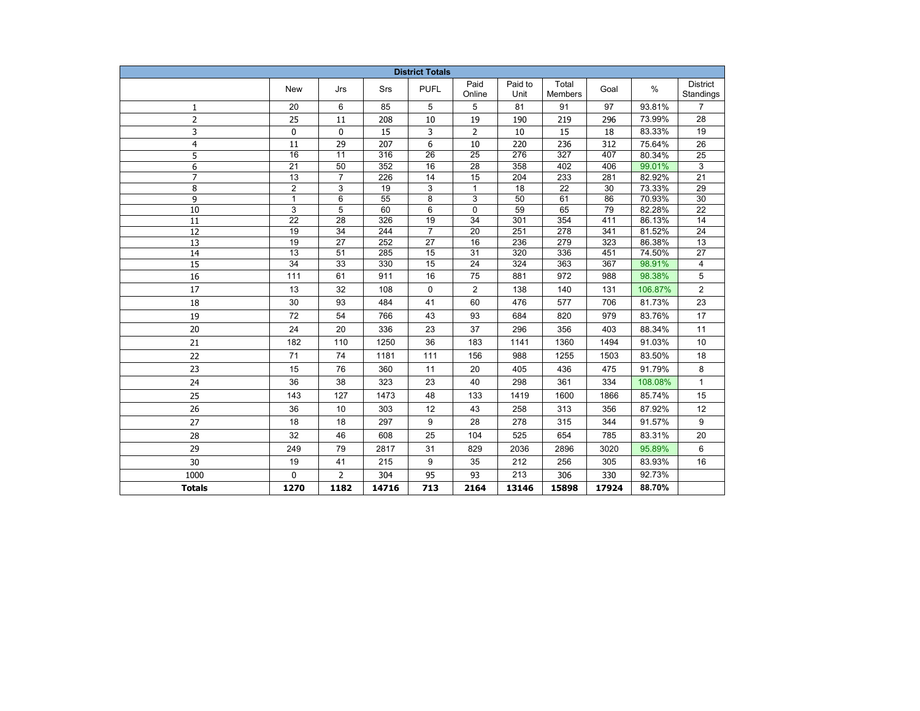| District Totals | | | | | | | | | | |
|---|---|---|---|---|---|---|---|---|---|---|
| | New | Jrs | Srs | PUFL | Paid Online | Paid to Unit | Total Members | Goal | % | District Standings |
| 1 | 20 | 6 | 85 | 5 | 5 | 81 | 91 | 97 | 93.81% | 7 |
| 2 | 25 | 11 | 208 | 10 | 19 | 190 | 219 | 296 | 73.99% | 28 |
| 3 | 0 | 0 | 15 | 3 | 2 | 10 | 15 | 18 | 83.33% | 19 |
| 4 | 11 | 29 | 207 | 6 | 10 | 220 | 236 | 312 | 75.64% | 26 |
| 5 | 16 | 11 | 316 | 26 | 25 | 276 | 327 | 407 | 80.34% | 25 |
| 6 | 21 | 50 | 352 | 16 | 28 | 358 | 402 | 406 | 99.01% | 3 |
| 7 | 13 | 7 | 226 | 14 | 15 | 204 | 233 | 281 | 82.92% | 21 |
| 8 | 2 | 3 | 19 | 3 | 1 | 18 | 22 | 30 | 73.33% | 29 |
| 9 | 1 | 6 | 55 | 8 | 3 | 50 | 61 | 86 | 70.93% | 30 |
| 10 | 3 | 5 | 60 | 6 | 0 | 59 | 65 | 79 | 82.28% | 22 |
| 11 | 22 | 28 | 326 | 19 | 34 | 301 | 354 | 411 | 86.13% | 14 |
| 12 | 19 | 34 | 244 | 7 | 20 | 251 | 278 | 341 | 81.52% | 24 |
| 13 | 19 | 27 | 252 | 27 | 16 | 236 | 279 | 323 | 86.38% | 13 |
| 14 | 13 | 51 | 285 | 15 | 31 | 320 | 336 | 451 | 74.50% | 27 |
| 15 | 34 | 33 | 330 | 15 | 24 | 324 | 363 | 367 | 98.91% | 4 |
| 16 | 111 | 61 | 911 | 16 | 75 | 881 | 972 | 988 | 98.38% | 5 |
| 17 | 13 | 32 | 108 | 0 | 2 | 138 | 140 | 131 | 106.87% | 2 |
| 18 | 30 | 93 | 484 | 41 | 60 | 476 | 577 | 706 | 81.73% | 23 |
| 19 | 72 | 54 | 766 | 43 | 93 | 684 | 820 | 979 | 83.76% | 17 |
| 20 | 24 | 20 | 336 | 23 | 37 | 296 | 356 | 403 | 88.34% | 11 |
| 21 | 182 | 110 | 1250 | 36 | 183 | 1141 | 1360 | 1494 | 91.03% | 10 |
| 22 | 71 | 74 | 1181 | 111 | 156 | 988 | 1255 | 1503 | 83.50% | 18 |
| 23 | 15 | 76 | 360 | 11 | 20 | 405 | 436 | 475 | 91.79% | 8 |
| 24 | 36 | 38 | 323 | 23 | 40 | 298 | 361 | 334 | 108.08% | 1 |
| 25 | 143 | 127 | 1473 | 48 | 133 | 1419 | 1600 | 1866 | 85.74% | 15 |
| 26 | 36 | 10 | 303 | 12 | 43 | 258 | 313 | 356 | 87.92% | 12 |
| 27 | 18 | 18 | 297 | 9 | 28 | 278 | 315 | 344 | 91.57% | 9 |
| 28 | 32 | 46 | 608 | 25 | 104 | 525 | 654 | 785 | 83.31% | 20 |
| 29 | 249 | 79 | 2817 | 31 | 829 | 2036 | 2896 | 3020 | 95.89% | 6 |
| 30 | 19 | 41 | 215 | 9 | 35 | 212 | 256 | 305 | 83.93% | 16 |
| 1000 | 0 | 2 | 304 | 95 | 93 | 213 | 306 | 330 | 92.73% | |
| **Totals** | **1270** | **1182** | **14716** | **713** | **2164** | **13146** | **15898** | **17924** | **88.70%** | |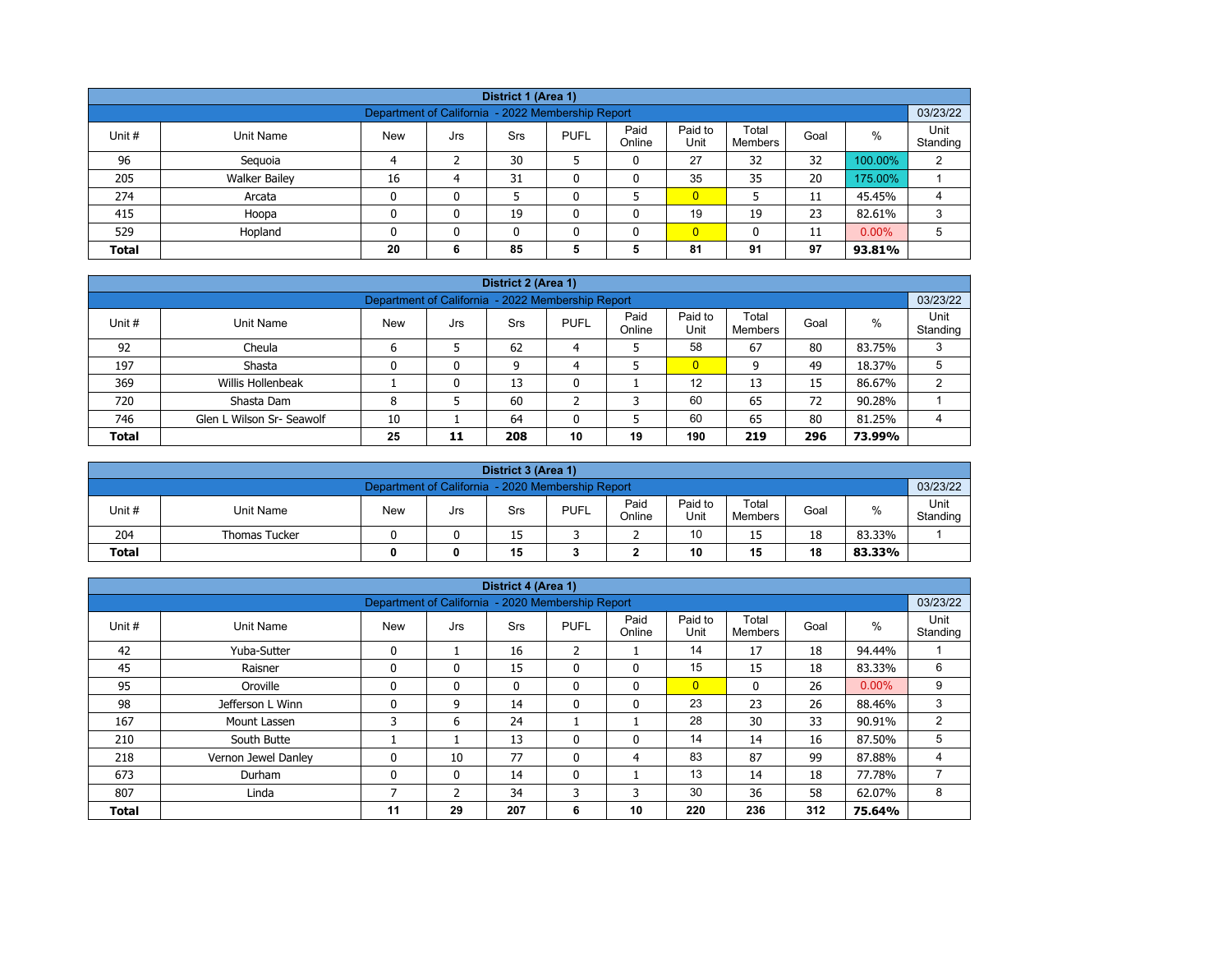## District 1 (Area 1)

| Department of California - 2022 Membership Report | | | | | | | | | | 03/23/22 |
|---|---|---|---|---|---|---|---|---|---|---|
| Unit # | Unit Name | New | Jrs | Srs | PUFL | Paid Online | Paid to Unit | Total Members | Goal | % | Unit Standing |
| 96 | Sequoia | 4 | 2 | 30 | 5 | 0 | 27 | 32 | 32 | 100.00% | 2 |
| 205 | Walker Bailey | 16 | 4 | 31 | 0 | 0 | 35 | 35 | 20 | 175.00% | 1 |
| 274 | Arcata | 0 | 0 | 5 | 0 | 5 | 0 | 5 | 11 | 45.45% | 4 |
| 415 | Hoopa | 0 | 0 | 19 | 0 | 0 | 19 | 19 | 23 | 82.61% | 3 |
| 529 | Hopland | 0 | 0 | 0 | 0 | 0 | 0 | 0 | 11 | 0.00% | 5 |
| **Total** | | **20** | **6** | **85** | **5** | **5** | **81** | **91** | **97** | **93.81%** | |

## District 2 (Area 1)

| Department of California - 2022 Membership Report | | | | | | | | | | | 03/23/22 |
|---|---|---|---|---|---|---|---|---|---|---|---|
| Unit # | Unit Name | New | Jrs | Srs | PUFL | Paid Online | Paid to Unit | Total Members | Goal | % | Unit Standing |
| 92 | Cheula | 6 | 5 | 62 | 4 | 5 | 58 | 67 | 80 | 83.75% | 3 |
| 197 | Shasta | 0 | 0 | 9 | 4 | 5 | 0 | 9 | 49 | 18.37% | 5 |
| 369 | Willis Hollenbeak | 1 | 0 | 13 | 0 | 1 | 12 | 13 | 15 | 86.67% | 2 |
| 720 | Shasta Dam | 8 | 5 | 60 | 2 | 3 | 60 | 65 | 72 | 90.28% | 1 |
| 746 | Glen L Wilson Sr- Seawolf | 10 | 1 | 64 | 0 | 5 | 60 | 65 | 80 | 81.25% | 4 |
| **Total** | | **25** | **11** | **208** | **10** | **19** | **190** | **219** | **296** | **73.99%** | |

## District 3 (Area 1)

| Department of California - 2020 Membership Report | | | | | | | | | | | 03/23/22 |
|---|---|---|---|---|---|---|---|---|---|---|---|
| Unit # | Unit Name | New | Jrs | Srs | PUFL | Paid Online | Paid to Unit | Total Members | Goal | % | Unit Standing |
| 204 | Thomas Tucker | 0 | 0 | 15 | 3 | 2 | 10 | 15 | 18 | 83.33% | 1 |
| **Total** | | **0** | **0** | **15** | **3** | **2** | **10** | **15** | **18** | **83.33%** | |

## District 4 (Area 1)

| Department of California - 2020 Membership Report | | | | | | | | | | | 03/23/22 |
|---|---|---|---|---|---|---|---|---|---|---|---|
| Unit # | Unit Name | New | Jrs | Srs | PUFL | Paid Online | Paid to Unit | Total Members | Goal | % | Unit Standing |
| 42 | Yuba-Sutter | 0 | 1 | 16 | 2 | 1 | 14 | 17 | 18 | 94.44% | 1 |
| 45 | Raisner | 0 | 0 | 15 | 0 | 0 | 15 | 15 | 18 | 83.33% | 6 |
| 95 | Oroville | 0 | 0 | 0 | 0 | 0 | 0 | 0 | 26 | 0.00% | 9 |
| 98 | Jefferson L Winn | 0 | 9 | 14 | 0 | 0 | 23 | 23 | 26 | 88.46% | 3 |
| 167 | Mount Lassen | 3 | 6 | 24 | 1 | 1 | 28 | 30 | 33 | 90.91% | 2 |
| 210 | South Butte | 1 | 1 | 13 | 0 | 0 | 14 | 14 | 16 | 87.50% | 5 |
| 218 | Vernon Jewel Danley | 0 | 10 | 77 | 0 | 4 | 83 | 87 | 99 | 87.88% | 4 |
| 673 | Durham | 0 | 0 | 14 | 0 | 1 | 13 | 14 | 18 | 77.78% | 7 |
| 807 | Linda | 7 | 2 | 34 | 3 | 3 | 30 | 36 | 58 | 62.07% | 8 |
| **Total** | | **11** | **29** | **207** | **6** | **10** | **220** | **236** | **312** | **75.64%** | |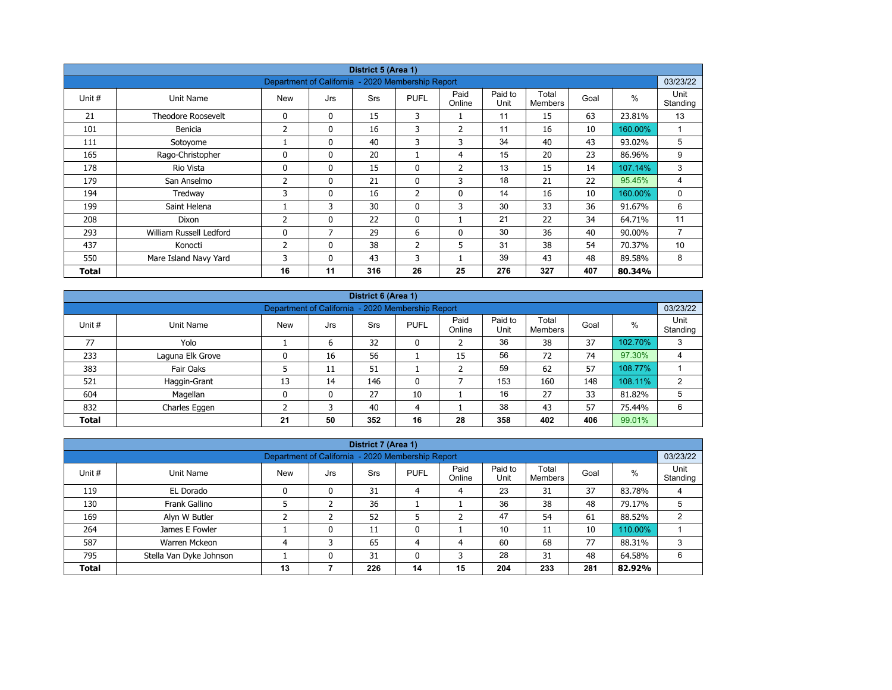| District 5 (Area 1) | | | | | | | | | | | |
|---|---|---|---|---|---|---|---|---|---|---|---|
| Department of California - 2020 Membership Report | | | | | | | | | | | 03/23/22 |
| Unit # | Unit Name | New | Jrs | Srs | PUFL | Paid Online | Paid to Unit | Total Members | Goal | % | Unit Standing |
| 21 | Theodore Roosevelt | 0 | 0 | 15 | 3 | 1 | 11 | 15 | 63 | 23.81% | 13 |
| 101 | Benicia | 2 | 0 | 16 | 3 | 2 | 11 | 16 | 10 | 160.00% | 1 |
| 111 | Sotoyome | 1 | 0 | 40 | 3 | 3 | 34 | 40 | 43 | 93.02% | 5 |
| 165 | Rago-Christopher | 0 | 0 | 20 | 1 | 4 | 15 | 20 | 23 | 86.96% | 9 |
| 178 | Rio Vista | 0 | 0 | 15 | 0 | 2 | 13 | 15 | 14 | 107.14% | 3 |
| 179 | San Anselmo | 2 | 0 | 21 | 0 | 3 | 18 | 21 | 22 | 95.45% | 4 |
| 194 | Tredway | 3 | 0 | 16 | 2 | 0 | 14 | 16 | 10 | 160.00% | 0 |
| 199 | Saint Helena | 1 | 3 | 30 | 0 | 3 | 30 | 33 | 36 | 91.67% | 6 |
| 208 | Dixon | 2 | 0 | 22 | 0 | 1 | 21 | 22 | 34 | 64.71% | 11 |
| 293 | William Russell Ledford | 0 | 7 | 29 | 6 | 0 | 30 | 36 | 40 | 90.00% | 7 |
| 437 | Konocti | 2 | 0 | 38 | 2 | 5 | 31 | 38 | 54 | 70.37% | 10 |
| 550 | Mare Island Navy Yard | 3 | 0 | 43 | 3 | 1 | 39 | 43 | 48 | 89.58% | 8 |
| **Total** | | **16** | **11** | **316** | **26** | **25** | **276** | **327** | **407** | **80.34%** | |

| District 6 (Area 1) | | | | | | | | | | | |
|---|---|---|---|---|---|---|---|---|---|---|---|
| Department of California - 2020 Membership Report | | | | | | | | | | | 03/23/22 |
| Unit # | Unit Name | New | Jrs | Srs | PUFL | Paid Online | Paid to Unit | Total Members | Goal | % | Unit Standing |
| 77 | Yolo | 1 | 6 | 32 | 0 | 2 | 36 | 38 | 37 | 102.70% | 3 |
| 233 | Laguna Elk Grove | 0 | 16 | 56 | 1 | 15 | 56 | 72 | 74 | 97.30% | 4 |
| 383 | Fair Oaks | 5 | 11 | 51 | 1 | 2 | 59 | 62 | 57 | 108.77% | 1 |
| 521 | Haggin-Grant | 13 | 14 | 146 | 0 | 7 | 153 | 160 | 148 | 108.11% | 2 |
| 604 | Magellan | 0 | 0 | 27 | 10 | 1 | 16 | 27 | 33 | 81.82% | 5 |
| 832 | Charles Eggen | 2 | 3 | 40 | 4 | 1 | 38 | 43 | 57 | 75.44% | 6 |
| **Total** | | **21** | **50** | **352** | **16** | **28** | **358** | **402** | **406** | 99.01% | |

| District 7 (Area 1) | | | | | | | | | | | |
|---|---|---|---|---|---|---|---|---|---|---|---|
| Department of California - 2020 Membership Report | | | | | | | | | | | 03/23/22 |
| Unit # | Unit Name | New | Jrs | Srs | PUFL | Paid Online | Paid to Unit | Total Members | Goal | % | Unit Standing |
| 119 | EL Dorado | 0 | 0 | 31 | 4 | 4 | 23 | 31 | 37 | 83.78% | 4 |
| 130 | Frank Gallino | 5 | 2 | 36 | 1 | 1 | 36 | 38 | 48 | 79.17% | 5 |
| 169 | Alyn W Butler | 2 | 2 | 52 | 5 | 2 | 47 | 54 | 61 | 88.52% | 2 |
| 264 | James E Fowler | 1 | 0 | 11 | 0 | 1 | 10 | 11 | 10 | 110.00% | 1 |
| 587 | Warren Mckeon | 4 | 3 | 65 | 4 | 4 | 60 | 68 | 77 | 88.31% | 3 |
| 795 | Stella Van Dyke Johnson | 1 | 0 | 31 | 0 | 3 | 28 | 31 | 48 | 64.58% | 6 |
| **Total** | | **13** | **7** | **226** | **14** | **15** | **204** | **233** | **281** | **82.92%** | |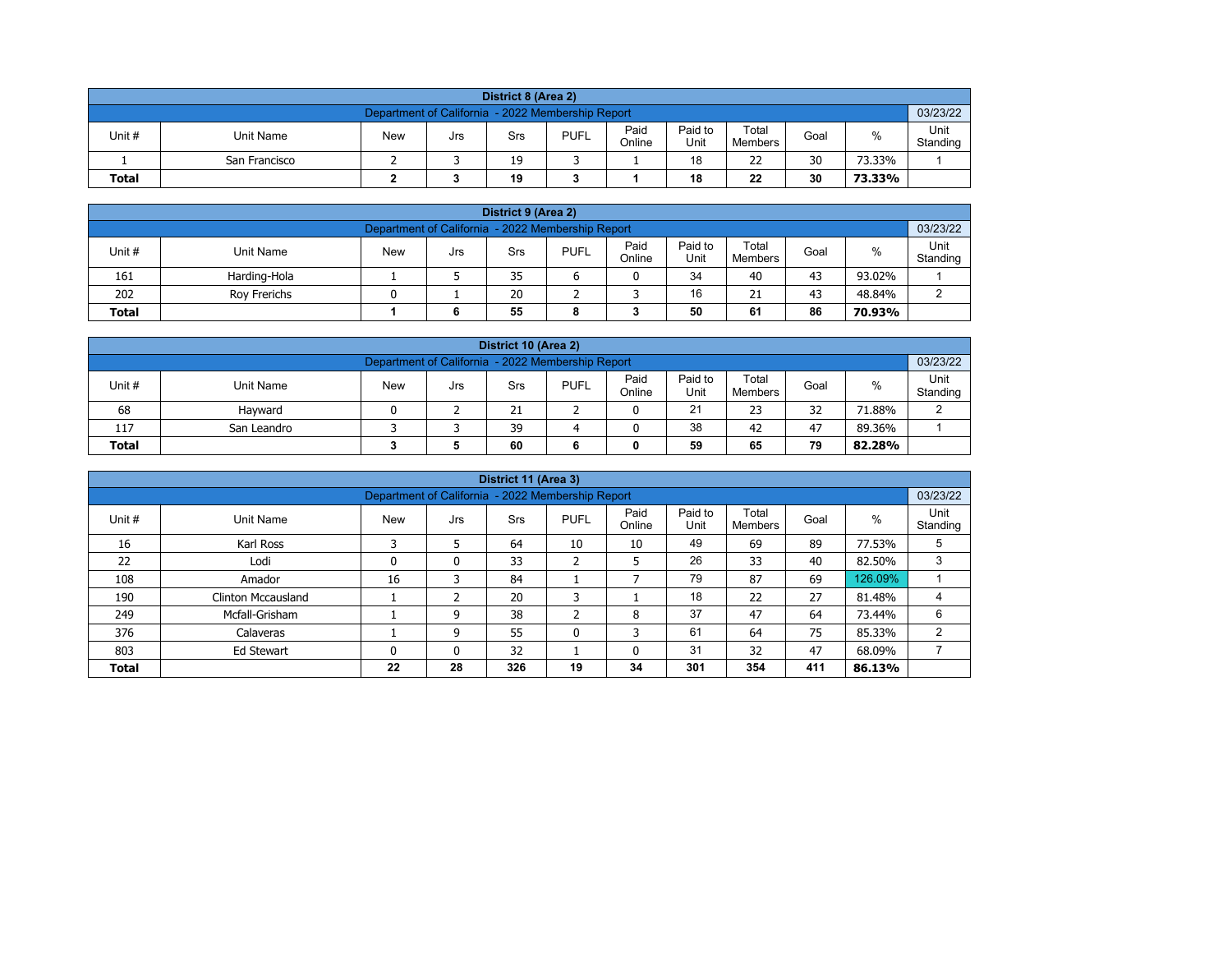| District 8 (Area 2) | | | | | | | | | | |
|---|---|---|---|---|---|---|---|---|---|---|
| Department of California - 2022 Membership Report | | | | | | | | | | 03/23/22 |
| Unit # | Unit Name | New | Jrs | Srs | PUFL | Paid Online | Paid to Unit | Total Members | Goal | % | Unit Standing |
| 1 | San Francisco | 2 | 3 | 19 | 3 | 1 | 18 | 22 | 30 | 73.33% | 1 |
| **Total** | | **2** | **3** | **19** | **3** | **1** | **18** | **22** | **30** | **73.33%** | |

| District 9 (Area 2) | | | | | | | | | | | |
|---|---|---|---|---|---|---|---|---|---|---|---|
| Department of California - 2022 Membership Report | | | | | | | | | | | 03/23/22 |
| Unit # | Unit Name | New | Jrs | Srs | PUFL | Paid Online | Paid to Unit | Total Members | Goal | % | Unit Standing |
| 161 | Harding-Hola | 1 | 5 | 35 | 6 | 0 | 34 | 40 | 43 | 93.02% | 1 |
| 202 | Roy Frerichs | 0 | 1 | 20 | 2 | 3 | 16 | 21 | 43 | 48.84% | 2 |
| **Total** | | **1** | **6** | **55** | **8** | **3** | **50** | **61** | **86** | **70.93%** | |

| District 10 (Area 2) | | | | | | | | | | | |
|---|---|---|---|---|---|---|---|---|---|---|---|
| Department of California - 2022 Membership Report | | | | | | | | | | | 03/23/22 |
| Unit # | Unit Name | New | Jrs | Srs | PUFL | Paid Online | Paid to Unit | Total Members | Goal | % | Unit Standing |
| 68 | Hayward | 0 | 2 | 21 | 2 | 0 | 21 | 23 | 32 | 71.88% | 2 |
| 117 | San Leandro | 3 | 3 | 39 | 4 | 0 | 38 | 42 | 47 | 89.36% | 1 |
| **Total** | | **3** | **5** | **60** | **6** | **0** | **59** | **65** | **79** | **82.28%** | |

| District 11 (Area 3) | | | | | | | | | | | |
|---|---|---|---|---|---|---|---|---|---|---|---|
| Department of California - 2022 Membership Report | | | | | | | | | | | 03/23/22 |
| Unit # | Unit Name | New | Jrs | Srs | PUFL | Paid Online | Paid to Unit | Total Members | Goal | % | Unit Standing |
| 16 | Karl Ross | 3 | 5 | 64 | 10 | 10 | 49 | 69 | 89 | 77.53% | 5 |
| 22 | Lodi | 0 | 0 | 33 | 2 | 5 | 26 | 33 | 40 | 82.50% | 3 |
| 108 | Amador | 16 | 3 | 84 | 1 | 7 | 79 | 87 | 69 | 126.09% | 1 |
| 190 | Clinton Mccausland | 1 | 2 | 20 | 3 | 1 | 18 | 22 | 27 | 81.48% | 4 |
| 249 | Mcfall-Grisham | 1 | 9 | 38 | 2 | 8 | 37 | 47 | 64 | 73.44% | 6 |
| 376 | Calaveras | 1 | 9 | 55 | 0 | 3 | 61 | 64 | 75 | 85.33% | 2 |
| 803 | Ed Stewart | 0 | 0 | 32 | 1 | 0 | 31 | 32 | 47 | 68.09% | 7 |
| **Total** | | **22** | **28** | **326** | **19** | **34** | **301** | **354** | **411** | **86.13%** | |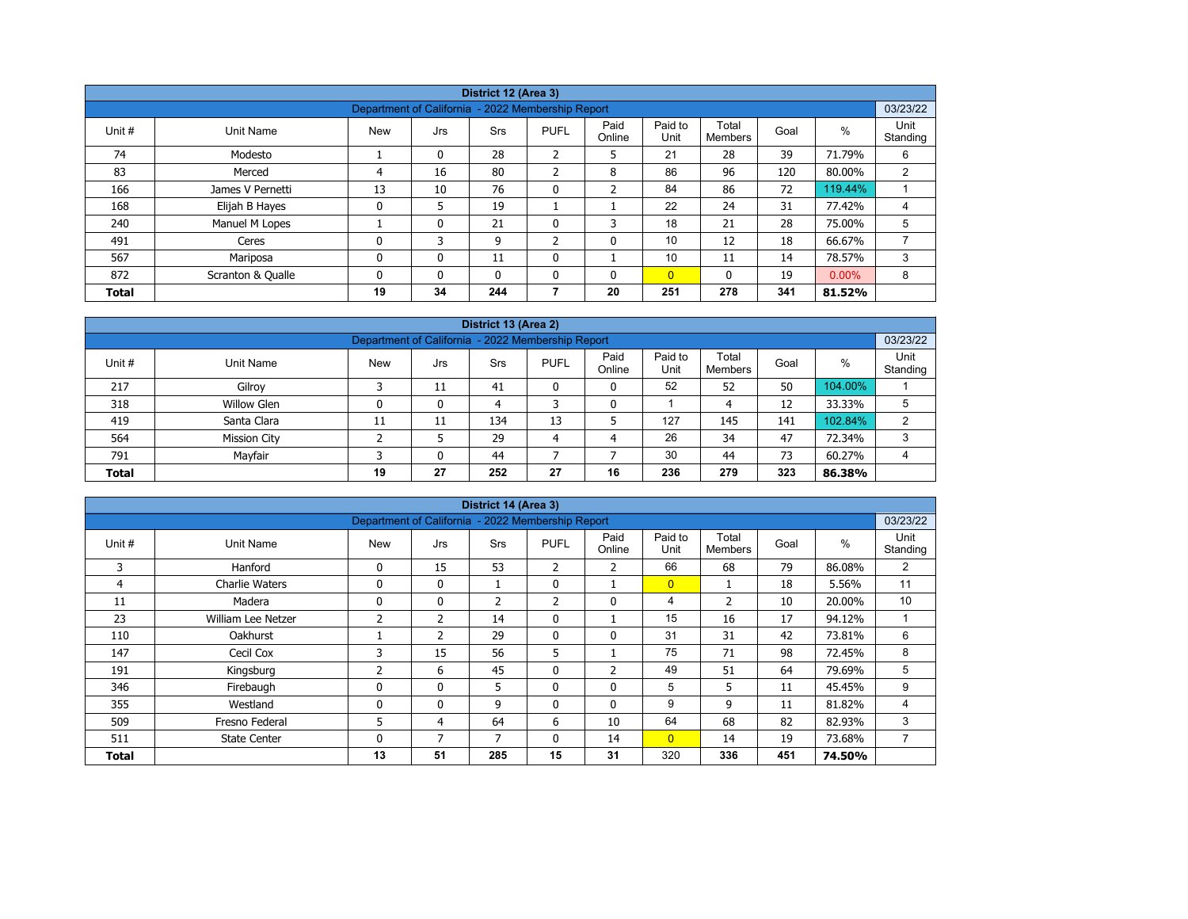| District 12 (Area 3) | | | | | | | | | | | |
|---|---|---|---|---|---|---|---|---|---|---|---|
| Department of California - 2022 Membership Report | | | | | | | | | | | 03/23/22 |
| Unit # | Unit Name | New | Jrs | Srs | PUFL | Paid Online | Paid to Unit | Total Members | Goal | % | Unit Standing |
| 74 | Modesto | 1 | 0 | 28 | 2 | 5 | 21 | 28 | 39 | 71.79% | 6 |
| 83 | Merced | 4 | 16 | 80 | 2 | 8 | 86 | 96 | 120 | 80.00% | 2 |
| 166 | James V Pernetti | 13 | 10 | 76 | 0 | 2 | 84 | 86 | 72 | 119.44% | 1 |
| 168 | Elijah B Hayes | 0 | 5 | 19 | 1 | 1 | 22 | 24 | 31 | 77.42% | 4 |
| 240 | Manuel M Lopes | 1 | 0 | 21 | 0 | 3 | 18 | 21 | 28 | 75.00% | 5 |
| 491 | Ceres | 0 | 3 | 9 | 2 | 0 | 10 | 12 | 18 | 66.67% | 7 |
| 567 | Mariposa | 0 | 0 | 11 | 0 | 1 | 10 | 11 | 14 | 78.57% | 3 |
| 872 | Scranton & Qualle | 0 | 0 | 0 | 0 | 0 | 0 | 0 | 19 | 0.00% | 8 |
| **Total** | | **19** | **34** | **244** | **7** | **20** | **251** | **278** | **341** | **81.52%** | |

| District 13 (Area 2) | | | | | | | | | | | |
|---|---|---|---|---|---|---|---|---|---|---|---|
| Department of California - 2022 Membership Report | | | | | | | | | | | 03/23/22 |
| Unit # | Unit Name | New | Jrs | Srs | PUFL | Paid Online | Paid to Unit | Total Members | Goal | % | Unit Standing |
| 217 | Gilroy | 3 | 11 | 41 | 0 | 0 | 52 | 52 | 50 | 104.00% | 1 |
| 318 | Willow Glen | 0 | 0 | 4 | 3 | 0 | 1 | 4 | 12 | 33.33% | 5 |
| 419 | Santa Clara | 11 | 11 | 134 | 13 | 5 | 127 | 145 | 141 | 102.84% | 2 |
| 564 | Mission City | 2 | 5 | 29 | 4 | 4 | 26 | 34 | 47 | 72.34% | 3 |
| 791 | Mayfair | 3 | 0 | 44 | 7 | 7 | 30 | 44 | 73 | 60.27% | 4 |
| **Total** | | **19** | **27** | **252** | **27** | **16** | **236** | **279** | **323** | **86.38%** | |

| District 14 (Area 3) | | | | | | | | | | | |
|---|---|---|---|---|---|---|---|---|---|---|---|
| Department of California - 2022 Membership Report | | | | | | | | | | | 03/23/22 |
| Unit # | Unit Name | New | Jrs | Srs | PUFL | Paid Online | Paid to Unit | Total Members | Goal | % | Unit Standing |
| 3 | Hanford | 0 | 15 | 53 | 2 | 2 | 66 | 68 | 79 | 86.08% | 2 |
| 4 | Charlie Waters | 0 | 0 | 1 | 0 | 1 | 0 | 1 | 18 | 5.56% | 11 |
| 11 | Madera | 0 | 0 | 2 | 2 | 0 | 4 | 2 | 10 | 20.00% | 10 |
| 23 | William Lee Netzer | 2 | 2 | 14 | 0 | 1 | 15 | 16 | 17 | 94.12% | 1 |
| 110 | Oakhurst | 1 | 2 | 29 | 0 | 0 | 31 | 31 | 42 | 73.81% | 6 |
| 147 | Cecil Cox | 3 | 15 | 56 | 5 | 1 | 75 | 71 | 98 | 72.45% | 8 |
| 191 | Kingsburg | 2 | 6 | 45 | 0 | 2 | 49 | 51 | 64 | 79.69% | 5 |
| 346 | Firebaugh | 0 | 0 | 5 | 0 | 0 | 5 | 5 | 11 | 45.45% | 9 |
| 355 | Westland | 0 | 0 | 9 | 0 | 0 | 9 | 9 | 11 | 81.82% | 4 |
| 509 | Fresno Federal | 5 | 4 | 64 | 6 | 10 | 64 | 68 | 82 | 82.93% | 3 |
| 511 | State Center | 0 | 7 | 7 | 0 | 14 | 0 | 14 | 19 | 73.68% | 7 |
| **Total** | | **13** | **51** | **285** | **15** | **31** | 320 | **336** | **451** | **74.50%** | |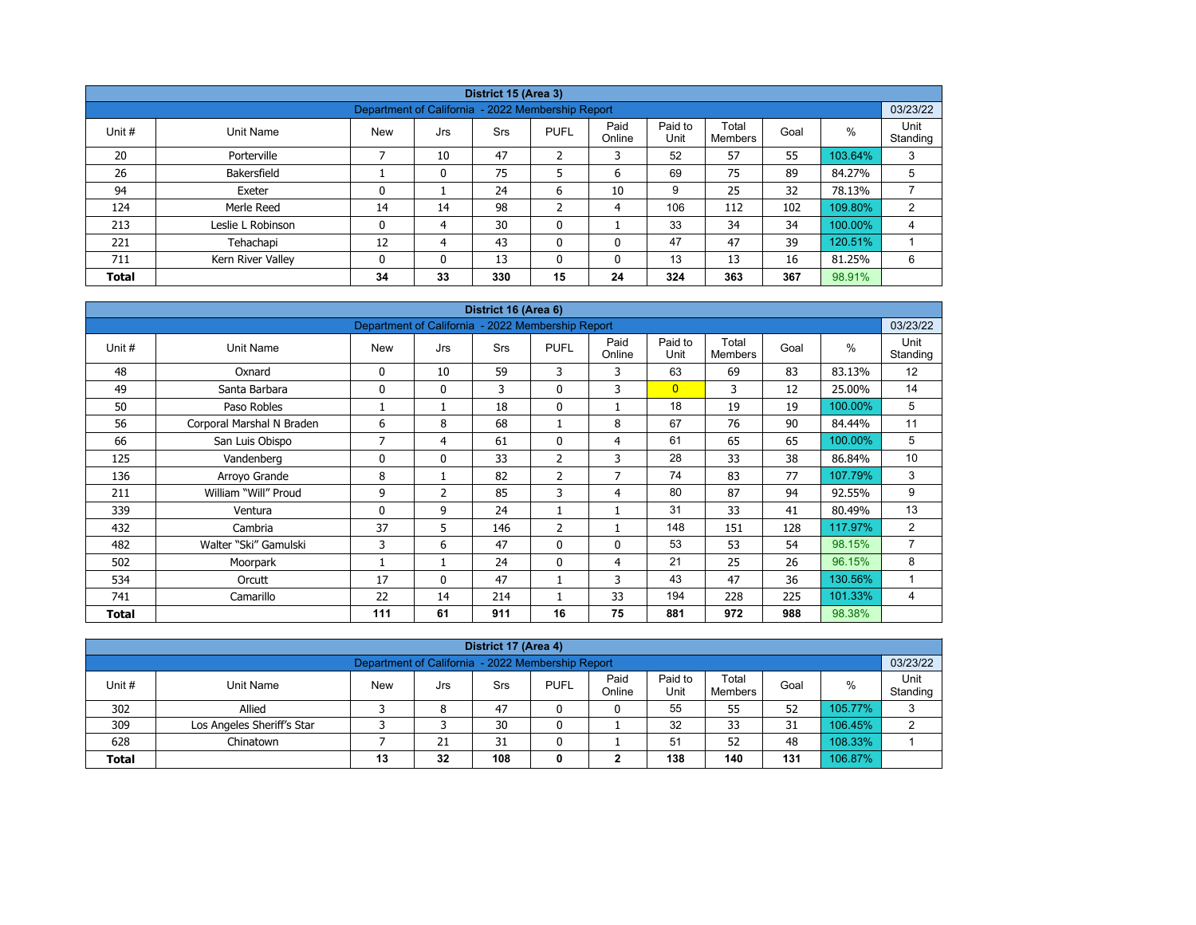| District 15 (Area 3) | | | | | | | | | | | |
|---|---|---|---|---|---|---|---|---|---|---|---|
| Department of California - 2022 Membership Report | | | | | | | | | | | 03/23/22 |
| Unit # | Unit Name | New | Jrs | Srs | PUFL | Paid Online | Paid to Unit | Total Members | Goal | % | Unit Standing |
| 20 | Porterville | 7 | 10 | 47 | 2 | 3 | 52 | 57 | 55 | 103.64% | 3 |
| 26 | Bakersfield | 1 | 0 | 75 | 5 | 6 | 69 | 75 | 89 | 84.27% | 5 |
| 94 | Exeter | 0 | 1 | 24 | 6 | 10 | 9 | 25 | 32 | 78.13% | 7 |
| 124 | Merle Reed | 14 | 14 | 98 | 2 | 4 | 106 | 112 | 102 | 109.80% | 2 |
| 213 | Leslie L Robinson | 0 | 4 | 30 | 0 | 1 | 33 | 34 | 34 | 100.00% | 4 |
| 221 | Tehachapi | 12 | 4 | 43 | 0 | 0 | 47 | 47 | 39 | 120.51% | 1 |
| 711 | Kern River Valley | 0 | 0 | 13 | 0 | 0 | 13 | 13 | 16 | 81.25% | 6 |
| **Total** | | **34** | **33** | **330** | **15** | **24** | **324** | **363** | **367** | 98.91% | |

| District 16 (Area 6) | | | | | | | | | | | |
|---|---|---|---|---|---|---|---|---|---|---|---|
| Department of California - 2022 Membership Report | | | | | | | | | | | 03/23/22 |
| Unit # | Unit Name | New | Jrs | Srs | PUFL | Paid Online | Paid to Unit | Total Members | Goal | % | Unit Standing |
| 48 | Oxnard | 0 | 10 | 59 | 3 | 3 | 63 | 69 | 83 | 83.13% | 12 |
| 49 | Santa Barbara | 0 | 0 | 3 | 0 | 3 | 0 | 3 | 12 | 25.00% | 14 |
| 50 | Paso Robles | 1 | 1 | 18 | 0 | 1 | 18 | 19 | 19 | 100.00% | 5 |
| 56 | Corporal Marshal N Braden | 6 | 8 | 68 | 1 | 8 | 67 | 76 | 90 | 84.44% | 11 |
| 66 | San Luis Obispo | 7 | 4 | 61 | 0 | 4 | 61 | 65 | 65 | 100.00% | 5 |
| 125 | Vandenberg | 0 | 0 | 33 | 2 | 3 | 28 | 33 | 38 | 86.84% | 10 |
| 136 | Arroyo Grande | 8 | 1 | 82 | 2 | 7 | 74 | 83 | 77 | 107.79% | 3 |
| 211 | William “Will” Proud | 9 | 2 | 85 | 3 | 4 | 80 | 87 | 94 | 92.55% | 9 |
| 339 | Ventura | 0 | 9 | 24 | 1 | 1 | 31 | 33 | 41 | 80.49% | 13 |
| 432 | Cambria | 37 | 5 | 146 | 2 | 1 | 148 | 151 | 128 | 117.97% | 2 |
| 482 | Walter “Ski” Gamulski | 3 | 6 | 47 | 0 | 0 | 53 | 53 | 54 | 98.15% | 7 |
| 502 | Moorpark | 1 | 1 | 24 | 0 | 4 | 21 | 25 | 26 | 96.15% | 8 |
| 534 | Orcutt | 17 | 0 | 47 | 1 | 3 | 43 | 47 | 36 | 130.56% | 1 |
| 741 | Camarillo | 22 | 14 | 214 | 1 | 33 | 194 | 228 | 225 | 101.33% | 4 |
| **Total** | | **111** | **61** | **911** | **16** | **75** | **881** | **972** | **988** | 98.38% | |

| District 17 (Area 4) | | | | | | | | | | | |
|---|---|---|---|---|---|---|---|---|---|---|---|
| Department of California - 2022 Membership Report | | | | | | | | | | | 03/23/22 |
| Unit # | Unit Name | New | Jrs | Srs | PUFL | Paid Online | Paid to Unit | Total Members | Goal | % | Unit Standing |
| 302 | Allied | 3 | 8 | 47 | 0 | 0 | 55 | 55 | 52 | 105.77% | 3 |
| 309 | Los Angeles Sheriff's Star | 3 | 3 | 30 | 0 | 1 | 32 | 33 | 31 | 106.45% | 2 |
| 628 | Chinatown | 7 | 21 | 31 | 0 | 1 | 51 | 52 | 48 | 108.33% | 1 |
| **Total** | | **13** | **32** | **108** | **0** | **2** | **138** | **140** | **131** | 106.87% | |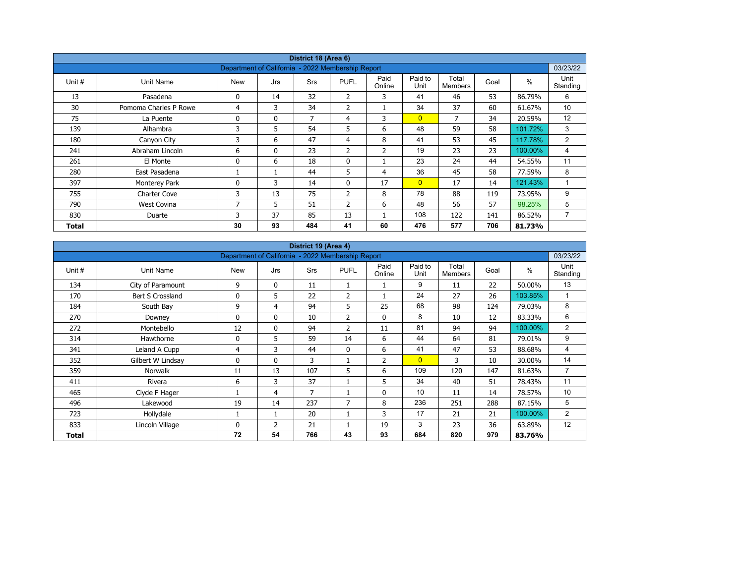| District 18 (Area 6) | | | | | | | | | | | |
|---|---|---|---|---|---|---|---|---|---|---|---|
| Department of California - 2022 Membership Report | | | | | | | | | | | 03/23/22 |
| Unit # | Unit Name | New | Jrs | Srs | PUFL | Paid Online | Paid to Unit | Total Members | Goal | % | Unit Standing |
| 13 | Pasadena | 0 | 14 | 32 | 2 | 3 | 41 | 46 | 53 | 86.79% | 6 |
| 30 | Pomoma Charles P Rowe | 4 | 3 | 34 | 2 | 1 | 34 | 37 | 60 | 61.67% | 10 |
| 75 | La Puente | 0 | 0 | 7 | 4 | 3 | 0 | 7 | 34 | 20.59% | 12 |
| 139 | Alhambra | 3 | 5 | 54 | 5 | 6 | 48 | 59 | 58 | 101.72% | 3 |
| 180 | Canyon City | 3 | 6 | 47 | 4 | 8 | 41 | 53 | 45 | 117.78% | 2 |
| 241 | Abraham Lincoln | 6 | 0 | 23 | 2 | 2 | 19 | 23 | 23 | 100.00% | 4 |
| 261 | El Monte | 0 | 6 | 18 | 0 | 1 | 23 | 24 | 44 | 54.55% | 11 |
| 280 | East Pasadena | 1 | 1 | 44 | 5 | 4 | 36 | 45 | 58 | 77.59% | 8 |
| 397 | Monterey Park | 0 | 3 | 14 | 0 | 17 | 0 | 17 | 14 | 121.43% | 1 |
| 755 | Charter Cove | 3 | 13 | 75 | 2 | 8 | 78 | 88 | 119 | 73.95% | 9 |
| 790 | West Covina | 7 | 5 | 51 | 2 | 6 | 48 | 56 | 57 | 98.25% | 5 |
| 830 | Duarte | 3 | 37 | 85 | 13 | 1 | 108 | 122 | 141 | 86.52% | 7 |
| **Total** | | **30** | **93** | **484** | **41** | **60** | **476** | **577** | **706** | **81.73%** | |

| District 19 (Area 4) | | | | | | | | | | | |
|---|---|---|---|---|---|---|---|---|---|---|---|
| Department of California - 2022 Membership Report | | | | | | | | | | | 03/23/22 |
| Unit # | Unit Name | New | Jrs | Srs | PUFL | Paid Online | Paid to Unit | Total Members | Goal | % | Unit Standing |
| 134 | City of Paramount | 9 | 0 | 11 | 1 | 1 | 9 | 11 | 22 | 50.00% | 13 |
| 170 | Bert S Crossland | 0 | 5 | 22 | 2 | 1 | 24 | 27 | 26 | 103.85% | 1 |
| 184 | South Bay | 9 | 4 | 94 | 5 | 25 | 68 | 98 | 124 | 79.03% | 8 |
| 270 | Downey | 0 | 0 | 10 | 2 | 0 | 8 | 10 | 12 | 83.33% | 6 |
| 272 | Montebello | 12 | 0 | 94 | 2 | 11 | 81 | 94 | 94 | 100.00% | 2 |
| 314 | Hawthorne | 0 | 5 | 59 | 14 | 6 | 44 | 64 | 81 | 79.01% | 9 |
| 341 | Leland A Cupp | 4 | 3 | 44 | 0 | 6 | 41 | 47 | 53 | 88.68% | 4 |
| 352 | Gilbert W Lindsay | 0 | 0 | 3 | 1 | 2 | 0 | 3 | 10 | 30.00% | 14 |
| 359 | Norwalk | 11 | 13 | 107 | 5 | 6 | 109 | 120 | 147 | 81.63% | 7 |
| 411 | Rivera | 6 | 3 | 37 | 1 | 5 | 34 | 40 | 51 | 78.43% | 11 |
| 465 | Clyde F Hager | 1 | 4 | 7 | 1 | 0 | 10 | 11 | 14 | 78.57% | 10 |
| 496 | Lakewood | 19 | 14 | 237 | 7 | 8 | 236 | 251 | 288 | 87.15% | 5 |
| 723 | Hollydale | 1 | 1 | 20 | 1 | 3 | 17 | 21 | 21 | 100.00% | 2 |
| 833 | Lincoln Village | 0 | 2 | 21 | 1 | 19 | 3 | 23 | 36 | 63.89% | 12 |
| **Total** | | **72** | **54** | **766** | **43** | **93** | **684** | **820** | **979** | **83.76%** | |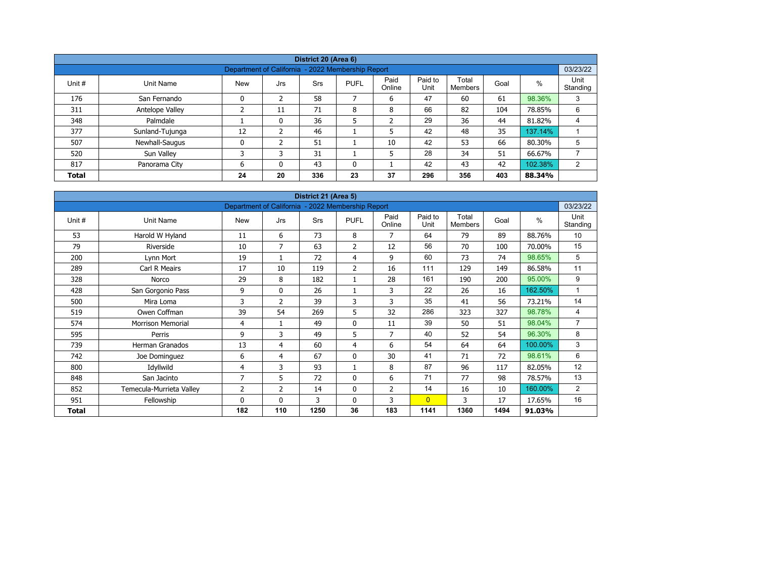| District 20 (Area 6) | | | | | | | | | | |
|---|---|---|---|---|---|---|---|---|---|---|
| Department of California - 2022 Membership Report | | | | | | | | | | 03/23/22 |
| Unit # | Unit Name | New | Jrs | Srs | PUFL | Paid Online | Paid to Unit | Total Members | Goal | % | Unit Standing |
| 176 | San Fernando | 0 | 2 | 58 | 7 | 6 | 47 | 60 | 61 | 98.36% | 3 |
| 311 | Antelope Valley | 2 | 11 | 71 | 8 | 8 | 66 | 82 | 104 | 78.85% | 6 |
| 348 | Palmdale | 1 | 0 | 36 | 5 | 2 | 29 | 36 | 44 | 81.82% | 4 |
| 377 | Sunland-Tujunga | 12 | 2 | 46 | 1 | 5 | 42 | 48 | 35 | 137.14% | 1 |
| 507 | Newhall-Saugus | 0 | 2 | 51 | 1 | 10 | 42 | 53 | 66 | 80.30% | 5 |
| 520 | Sun Valley | 3 | 3 | 31 | 1 | 5 | 28 | 34 | 51 | 66.67% | 7 |
| 817 | Panorama City | 6 | 0 | 43 | 0 | 1 | 42 | 43 | 42 | 102.38% | 2 |
| **Total** | | **24** | **20** | **336** | **23** | **37** | **296** | **356** | **403** | **88.34%** | |

| District 21 (Area 5) | | | | | | | | | | | |
|---|---|---|---|---|---|---|---|---|---|---|---|
| Department of California - 2022 Membership Report | | | | | | | | | | | 03/23/22 |
| Unit # | Unit Name | New | Jrs | Srs | PUFL | Paid Online | Paid to Unit | Total Members | Goal | % | Unit Standing |
| 53 | Harold W Hyland | 11 | 6 | 73 | 8 | 7 | 64 | 79 | 89 | 88.76% | 10 |
| 79 | Riverside | 10 | 7 | 63 | 2 | 12 | 56 | 70 | 100 | 70.00% | 15 |
| 200 | Lynn Mort | 19 | 1 | 72 | 4 | 9 | 60 | 73 | 74 | 98.65% | 5 |
| 289 | Carl R Meairs | 17 | 10 | 119 | 2 | 16 | 111 | 129 | 149 | 86.58% | 11 |
| 328 | Norco | 29 | 8 | 182 | 1 | 28 | 161 | 190 | 200 | 95.00% | 9 |
| 428 | San Gorgonio Pass | 9 | 0 | 26 | 1 | 3 | 22 | 26 | 16 | 162.50% | 1 |
| 500 | Mira Loma | 3 | 2 | 39 | 3 | 3 | 35 | 41 | 56 | 73.21% | 14 |
| 519 | Owen Coffman | 39 | 54 | 269 | 5 | 32 | 286 | 323 | 327 | 98.78% | 4 |
| 574 | Morrison Memorial | 4 | 1 | 49 | 0 | 11 | 39 | 50 | 51 | 98.04% | 7 |
| 595 | Perris | 9 | 3 | 49 | 5 | 7 | 40 | 52 | 54 | 96.30% | 8 |
| 739 | Herman Granados | 13 | 4 | 60 | 4 | 6 | 54 | 64 | 64 | 100.00% | 3 |
| 742 | Joe Dominguez | 6 | 4 | 67 | 0 | 30 | 41 | 71 | 72 | 98.61% | 6 |
| 800 | Idyllwild | 4 | 3 | 93 | 1 | 8 | 87 | 96 | 117 | 82.05% | 12 |
| 848 | San Jacinto | 7 | 5 | 72 | 0 | 6 | 71 | 77 | 98 | 78.57% | 13 |
| 852 | Temecula-Murrieta Valley | 2 | 2 | 14 | 0 | 2 | 14 | 16 | 10 | 160.00% | 2 |
| 951 | Fellowship | 0 | 0 | 3 | 0 | 3 | 0 | 3 | 17 | 17.65% | 16 |
| **Total** | | **182** | **110** | **1250** | **36** | **183** | **1141** | **1360** | **1494** | **91.03%** | |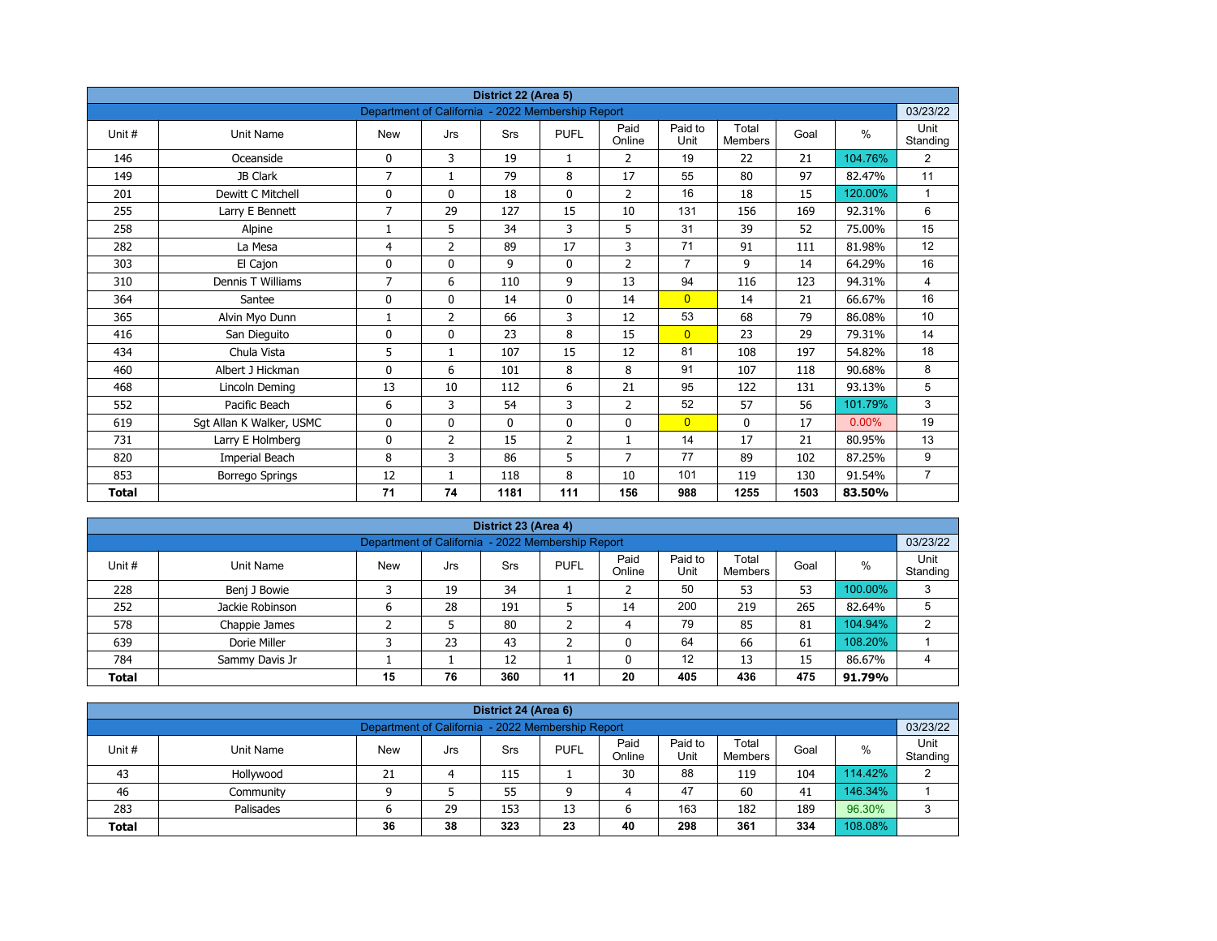## District 22 (Area 5)

Department of California - 2022 Membership Report — 03/23/22

| Unit # | Unit Name | New | Jrs | Srs | PUFL | Paid Online | Paid to Unit | Total Members | Goal | % | Unit Standing |
|---|---|---|---|---|---|---|---|---|---|---|---|
| 146 | Oceanside | 0 | 3 | 19 | 1 | 2 | 19 | 22 | 21 | 104.76% | 2 |
| 149 | JB Clark | 7 | 1 | 79 | 8 | 17 | 55 | 80 | 97 | 82.47% | 11 |
| 201 | Dewitt C Mitchell | 0 | 0 | 18 | 0 | 2 | 16 | 18 | 15 | 120.00% | 1 |
| 255 | Larry E Bennett | 7 | 29 | 127 | 15 | 10 | 131 | 156 | 169 | 92.31% | 6 |
| 258 | Alpine | 1 | 5 | 34 | 3 | 5 | 31 | 39 | 52 | 75.00% | 15 |
| 282 | La Mesa | 4 | 2 | 89 | 17 | 3 | 71 | 91 | 111 | 81.98% | 12 |
| 303 | El Cajon | 0 | 0 | 9 | 0 | 2 | 7 | 9 | 14 | 64.29% | 16 |
| 310 | Dennis T Williams | 7 | 6 | 110 | 9 | 13 | 94 | 116 | 123 | 94.31% | 4 |
| 364 | Santee | 0 | 0 | 14 | 0 | 14 | 0 | 14 | 21 | 66.67% | 16 |
| 365 | Alvin Myo Dunn | 1 | 2 | 66 | 3 | 12 | 53 | 68 | 79 | 86.08% | 10 |
| 416 | San Dieguito | 0 | 0 | 23 | 8 | 15 | 0 | 23 | 29 | 79.31% | 14 |
| 434 | Chula Vista | 5 | 1 | 107 | 15 | 12 | 81 | 108 | 197 | 54.82% | 18 |
| 460 | Albert J Hickman | 0 | 6 | 101 | 8 | 8 | 91 | 107 | 118 | 90.68% | 8 |
| 468 | Lincoln Deming | 13 | 10 | 112 | 6 | 21 | 95 | 122 | 131 | 93.13% | 5 |
| 552 | Pacific Beach | 6 | 3 | 54 | 3 | 2 | 52 | 57 | 56 | 101.79% | 3 |
| 619 | Sgt Allan K Walker, USMC | 0 | 0 | 0 | 0 | 0 | 0 | 0 | 17 | 0.00% | 19 |
| 731 | Larry E Holmberg | 0 | 2 | 15 | 2 | 1 | 14 | 17 | 21 | 80.95% | 13 |
| 820 | Imperial Beach | 8 | 3 | 86 | 5 | 7 | 77 | 89 | 102 | 87.25% | 9 |
| 853 | Borrego Springs | 12 | 1 | 118 | 8 | 10 | 101 | 119 | 130 | 91.54% | 7 |
| **Total** | | **71** | **74** | **1181** | **111** | **156** | **988** | **1255** | **1503** | **83.50%** | |

## District 23 (Area 4)

Department of California - 2022 Membership Report — 03/23/22

| Unit # | Unit Name | New | Jrs | Srs | PUFL | Paid Online | Paid to Unit | Total Members | Goal | % | Unit Standing |
|---|---|---|---|---|---|---|---|---|---|---|---|
| 228 | Benj J Bowie | 3 | 19 | 34 | 1 | 2 | 50 | 53 | 53 | 100.00% | 3 |
| 252 | Jackie Robinson | 6 | 28 | 191 | 5 | 14 | 200 | 219 | 265 | 82.64% | 5 |
| 578 | Chappie James | 2 | 5 | 80 | 2 | 4 | 79 | 85 | 81 | 104.94% | 2 |
| 639 | Dorie Miller | 3 | 23 | 43 | 2 | 0 | 64 | 66 | 61 | 108.20% | 1 |
| 784 | Sammy Davis Jr | 1 | 1 | 12 | 1 | 0 | 12 | 13 | 15 | 86.67% | 4 |
| **Total** | | **15** | **76** | **360** | **11** | **20** | **405** | **436** | **475** | **91.79%** | |

## District 24 (Area 6)

Department of California - 2022 Membership Report — 03/23/22

| Unit # | Unit Name | New | Jrs | Srs | PUFL | Paid Online | Paid to Unit | Total Members | Goal | % | Unit Standing |
|---|---|---|---|---|---|---|---|---|---|---|---|
| 43 | Hollywood | 21 | 4 | 115 | 1 | 30 | 88 | 119 | 104 | 114.42% | 2 |
| 46 | Community | 9 | 5 | 55 | 9 | 4 | 47 | 60 | 41 | 146.34% | 1 |
| 283 | Palisades | 6 | 29 | 153 | 13 | 6 | 163 | 182 | 189 | 96.30% | 3 |
| **Total** | | **36** | **38** | **323** | **23** | **40** | **298** | **361** | **334** | **108.08%** | |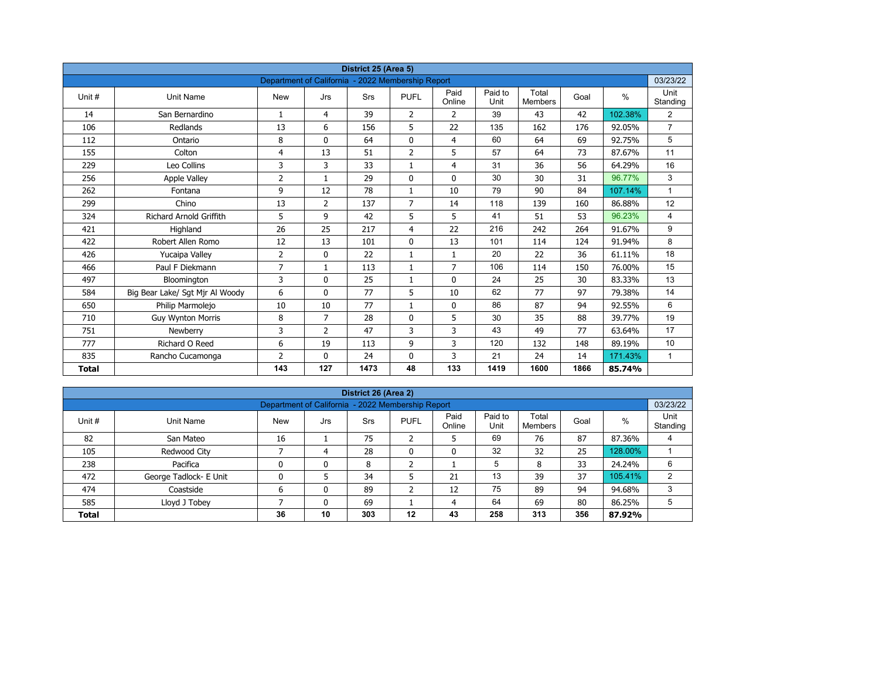| District 25 (Area 5) | | | | | | | | | | | |
|---|---|---|---|---|---|---|---|---|---|---|---|
| Department of California - 2022 Membership Report | | | | | | | | | | | 03/23/22 |
| Unit # | Unit Name | New | Jrs | Srs | PUFL | Paid Online | Paid to Unit | Total Members | Goal | % | Unit Standing |
| 14 | San Bernardino | 1 | 4 | 39 | 2 | 2 | 39 | 43 | 42 | 102.38% | 2 |
| 106 | Redlands | 13 | 6 | 156 | 5 | 22 | 135 | 162 | 176 | 92.05% | 7 |
| 112 | Ontario | 8 | 0 | 64 | 0 | 4 | 60 | 64 | 69 | 92.75% | 5 |
| 155 | Colton | 4 | 13 | 51 | 2 | 5 | 57 | 64 | 73 | 87.67% | 11 |
| 229 | Leo Collins | 3 | 3 | 33 | 1 | 4 | 31 | 36 | 56 | 64.29% | 16 |
| 256 | Apple Valley | 2 | 1 | 29 | 0 | 0 | 30 | 30 | 31 | 96.77% | 3 |
| 262 | Fontana | 9 | 12 | 78 | 1 | 10 | 79 | 90 | 84 | 107.14% | 1 |
| 299 | Chino | 13 | 2 | 137 | 7 | 14 | 118 | 139 | 160 | 86.88% | 12 |
| 324 | Richard Arnold Griffith | 5 | 9 | 42 | 5 | 5 | 41 | 51 | 53 | 96.23% | 4 |
| 421 | Highland | 26 | 25 | 217 | 4 | 22 | 216 | 242 | 264 | 91.67% | 9 |
| 422 | Robert Allen Romo | 12 | 13 | 101 | 0 | 13 | 101 | 114 | 124 | 91.94% | 8 |
| 426 | Yucaipa Valley | 2 | 0 | 22 | 1 | 1 | 20 | 22 | 36 | 61.11% | 18 |
| 466 | Paul F Diekmann | 7 | 1 | 113 | 1 | 7 | 106 | 114 | 150 | 76.00% | 15 |
| 497 | Bloomington | 3 | 0 | 25 | 1 | 0 | 24 | 25 | 30 | 83.33% | 13 |
| 584 | Big Bear Lake/ Sgt Mjr Al Woody | 6 | 0 | 77 | 5 | 10 | 62 | 77 | 97 | 79.38% | 14 |
| 650 | Philip Marmolejo | 10 | 10 | 77 | 1 | 0 | 86 | 87 | 94 | 92.55% | 6 |
| 710 | Guy Wynton Morris | 8 | 7 | 28 | 0 | 5 | 30 | 35 | 88 | 39.77% | 19 |
| 751 | Newberry | 3 | 2 | 47 | 3 | 3 | 43 | 49 | 77 | 63.64% | 17 |
| 777 | Richard O Reed | 6 | 19 | 113 | 9 | 3 | 120 | 132 | 148 | 89.19% | 10 |
| 835 | Rancho Cucamonga | 2 | 0 | 24 | 0 | 3 | 21 | 24 | 14 | 171.43% | 1 |
| **Total** | | **143** | **127** | **1473** | **48** | **133** | **1419** | **1600** | **1866** | **85.74%** | |

| District 26 (Area 2) | | | | | | | | | | | |
|---|---|---|---|---|---|---|---|---|---|---|---|
| Department of California - 2022 Membership Report | | | | | | | | | | | 03/23/22 |
| Unit # | Unit Name | New | Jrs | Srs | PUFL | Paid Online | Paid to Unit | Total Members | Goal | % | Unit Standing |
| 82 | San Mateo | 16 | 1 | 75 | 2 | 5 | 69 | 76 | 87 | 87.36% | 4 |
| 105 | Redwood City | 7 | 4 | 28 | 0 | 0 | 32 | 32 | 25 | 128.00% | 1 |
| 238 | Pacifica | 0 | 0 | 8 | 2 | 1 | 5 | 8 | 33 | 24.24% | 6 |
| 472 | George Tadlock- E Unit | 0 | 5 | 34 | 5 | 21 | 13 | 39 | 37 | 105.41% | 2 |
| 474 | Coastside | 6 | 0 | 89 | 2 | 12 | 75 | 89 | 94 | 94.68% | 3 |
| 585 | Lloyd J Tobey | 7 | 0 | 69 | 1 | 4 | 64 | 69 | 80 | 86.25% | 5 |
| **Total** | | **36** | **10** | **303** | **12** | **43** | **258** | **313** | **356** | **87.92%** | |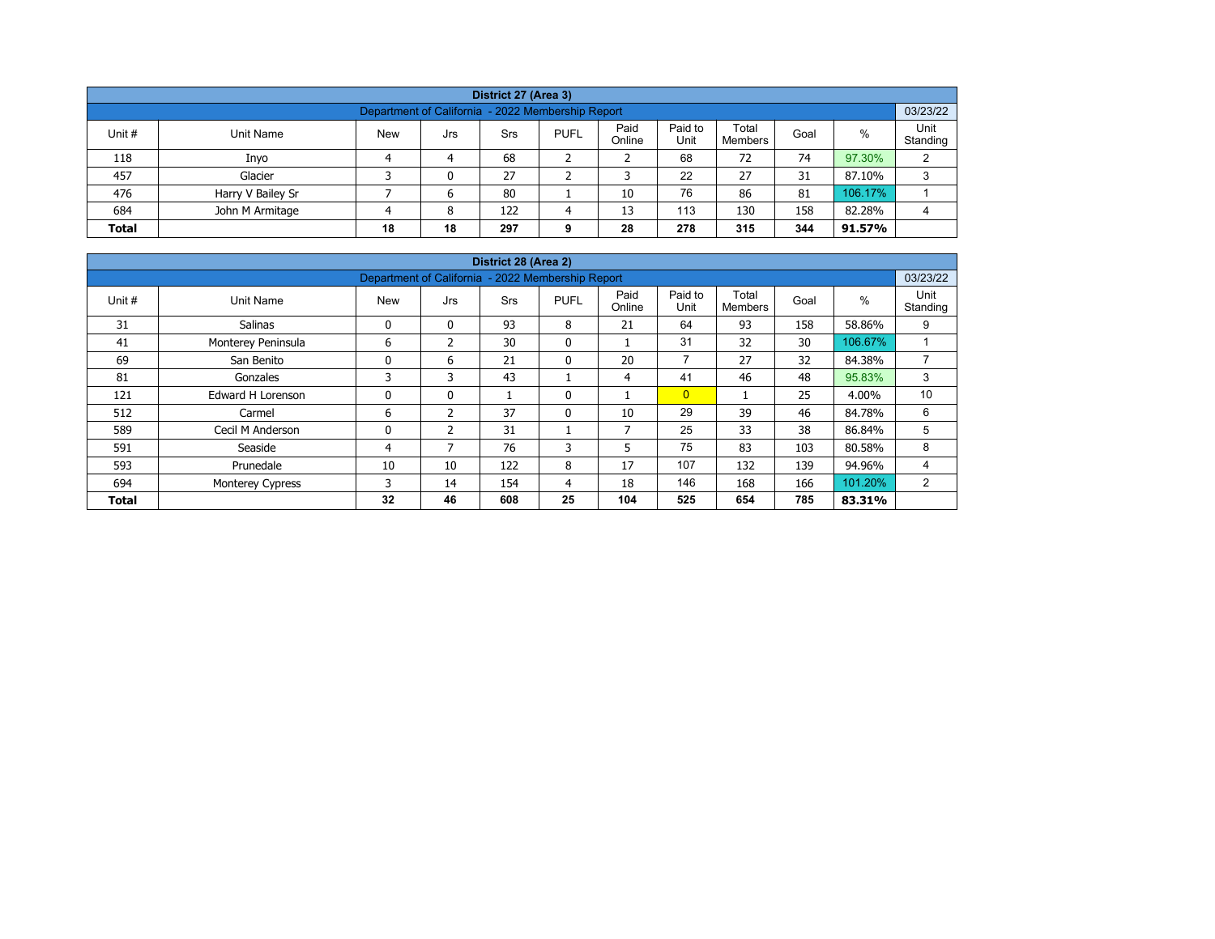| District 27 (Area 3) | | | | | | | | | | | |
|---|---|---|---|---|---|---|---|---|---|---|---|
| Department of California - 2022 Membership Report | | | | | | | | | | | 03/23/22 |
| Unit # | Unit Name | New | Jrs | Srs | PUFL | Paid Online | Paid to Unit | Total Members | Goal | % | Unit Standing |
| 118 | Inyo | 4 | 4 | 68 | 2 | 2 | 68 | 72 | 74 | 97.30% | 2 |
| 457 | Glacier | 3 | 0 | 27 | 2 | 3 | 22 | 27 | 31 | 87.10% | 3 |
| 476 | Harry V Bailey Sr | 7 | 6 | 80 | 1 | 10 | 76 | 86 | 81 | 106.17% | 1 |
| 684 | John M Armitage | 4 | 8 | 122 | 4 | 13 | 113 | 130 | 158 | 82.28% | 4 |
| **Total** | | **18** | **18** | **297** | **9** | **28** | **278** | **315** | **344** | **91.57%** | |

| District 28 (Area 2) | | | | | | | | | | | |
|---|---|---|---|---|---|---|---|---|---|---|---|
| Department of California - 2022 Membership Report | | | | | | | | | | | 03/23/22 |
| Unit # | Unit Name | New | Jrs | Srs | PUFL | Paid Online | Paid to Unit | Total Members | Goal | % | Unit Standing |
| 31 | Salinas | 0 | 0 | 93 | 8 | 21 | 64 | 93 | 158 | 58.86% | 9 |
| 41 | Monterey Peninsula | 6 | 2 | 30 | 0 | 1 | 31 | 32 | 30 | 106.67% | 1 |
| 69 | San Benito | 0 | 6 | 21 | 0 | 20 | 7 | 27 | 32 | 84.38% | 7 |
| 81 | Gonzales | 3 | 3 | 43 | 1 | 4 | 41 | 46 | 48 | 95.83% | 3 |
| 121 | Edward H Lorenson | 0 | 0 | 1 | 0 | 1 | 0 | 1 | 25 | 4.00% | 10 |
| 512 | Carmel | 6 | 2 | 37 | 0 | 10 | 29 | 39 | 46 | 84.78% | 6 |
| 589 | Cecil M Anderson | 0 | 2 | 31 | 1 | 7 | 25 | 33 | 38 | 86.84% | 5 |
| 591 | Seaside | 4 | 7 | 76 | 3 | 5 | 75 | 83 | 103 | 80.58% | 8 |
| 593 | Prunedale | 10 | 10 | 122 | 8 | 17 | 107 | 132 | 139 | 94.96% | 4 |
| 694 | Monterey Cypress | 3 | 14 | 154 | 4 | 18 | 146 | 168 | 166 | 101.20% | 2 |
| **Total** | | **32** | **46** | **608** | **25** | **104** | **525** | **654** | **785** | **83.31%** | |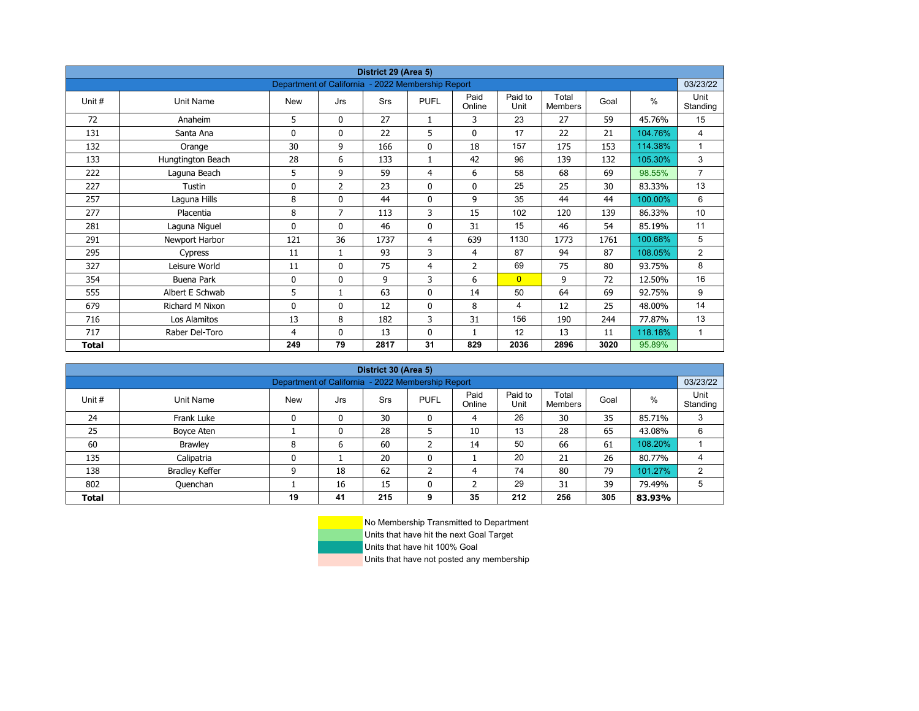| District 29 (Area 5) | | | | | | | | | | | |
|---|---|---|---|---|---|---|---|---|---|---|---|
| Department of California - 2022 Membership Report | | | | | | | | | | | 03/23/22 |
| Unit # | Unit Name | New | Jrs | Srs | PUFL | Paid Online | Paid to Unit | Total Members | Goal | % | Unit Standing |
| 72 | Anaheim | 5 | 0 | 27 | 1 | 3 | 23 | 27 | 59 | 45.76% | 15 |
| 131 | Santa Ana | 0 | 0 | 22 | 5 | 0 | 17 | 22 | 21 | 104.76% | 4 |
| 132 | Orange | 30 | 9 | 166 | 0 | 18 | 157 | 175 | 153 | 114.38% | 1 |
| 133 | Hungtington Beach | 28 | 6 | 133 | 1 | 42 | 96 | 139 | 132 | 105.30% | 3 |
| 222 | Laguna Beach | 5 | 9 | 59 | 4 | 6 | 58 | 68 | 69 | 98.55% | 7 |
| 227 | Tustin | 0 | 2 | 23 | 0 | 0 | 25 | 25 | 30 | 83.33% | 13 |
| 257 | Laguna Hills | 8 | 0 | 44 | 0 | 9 | 35 | 44 | 44 | 100.00% | 6 |
| 277 | Placentia | 8 | 7 | 113 | 3 | 15 | 102 | 120 | 139 | 86.33% | 10 |
| 281 | Laguna Niguel | 0 | 0 | 46 | 0 | 31 | 15 | 46 | 54 | 85.19% | 11 |
| 291 | Newport Harbor | 121 | 36 | 1737 | 4 | 639 | 1130 | 1773 | 1761 | 100.68% | 5 |
| 295 | Cypress | 11 | 1 | 93 | 3 | 4 | 87 | 94 | 87 | 108.05% | 2 |
| 327 | Leisure World | 11 | 0 | 75 | 4 | 2 | 69 | 75 | 80 | 93.75% | 8 |
| 354 | Buena Park | 0 | 0 | 9 | 3 | 6 | 0 | 9 | 72 | 12.50% | 16 |
| 555 | Albert E Schwab | 5 | 1 | 63 | 0 | 14 | 50 | 64 | 69 | 92.75% | 9 |
| 679 | Richard M Nixon | 0 | 0 | 12 | 0 | 8 | 4 | 12 | 25 | 48.00% | 14 |
| 716 | Los Alamitos | 13 | 8 | 182 | 3 | 31 | 156 | 190 | 244 | 77.87% | 13 |
| 717 | Raber Del-Toro | 4 | 0 | 13 | 0 | 1 | 12 | 13 | 11 | 118.18% | 1 |
| **Total** | | **249** | **79** | **2817** | **31** | **829** | **2036** | **2896** | **3020** | 95.89% | |

| District 30 (Area 5) | | | | | | | | | | | |
|---|---|---|---|---|---|---|---|---|---|---|---|
| Department of California - 2022 Membership Report | | | | | | | | | | | 03/23/22 |
| Unit # | Unit Name | New | Jrs | Srs | PUFL | Paid Online | Paid to Unit | Total Members | Goal | % | Unit Standing |
| 24 | Frank Luke | 0 | 0 | 30 | 0 | 4 | 26 | 30 | 35 | 85.71% | 3 |
| 25 | Boyce Aten | 1 | 0 | 28 | 5 | 10 | 13 | 28 | 65 | 43.08% | 6 |
| 60 | Brawley | 8 | 6 | 60 | 2 | 14 | 50 | 66 | 61 | 108.20% | 1 |
| 135 | Calipatria | 0 | 1 | 20 | 0 | 1 | 20 | 21 | 26 | 80.77% | 4 |
| 138 | Bradley Keffer | 9 | 18 | 62 | 2 | 4 | 74 | 80 | 79 | 101.27% | 2 |
| 802 | Quenchan | 1 | 16 | 15 | 0 | 2 | 29 | 31 | 39 | 79.49% | 5 |
| **Total** | | **19** | **41** | **215** | **9** | **35** | **212** | **256** | **305** | **83.93%** | |

No Membership Transmitted to Department

Units that have hit the next Goal Target

Units that have hit 100% Goal

Units that have not posted any membership